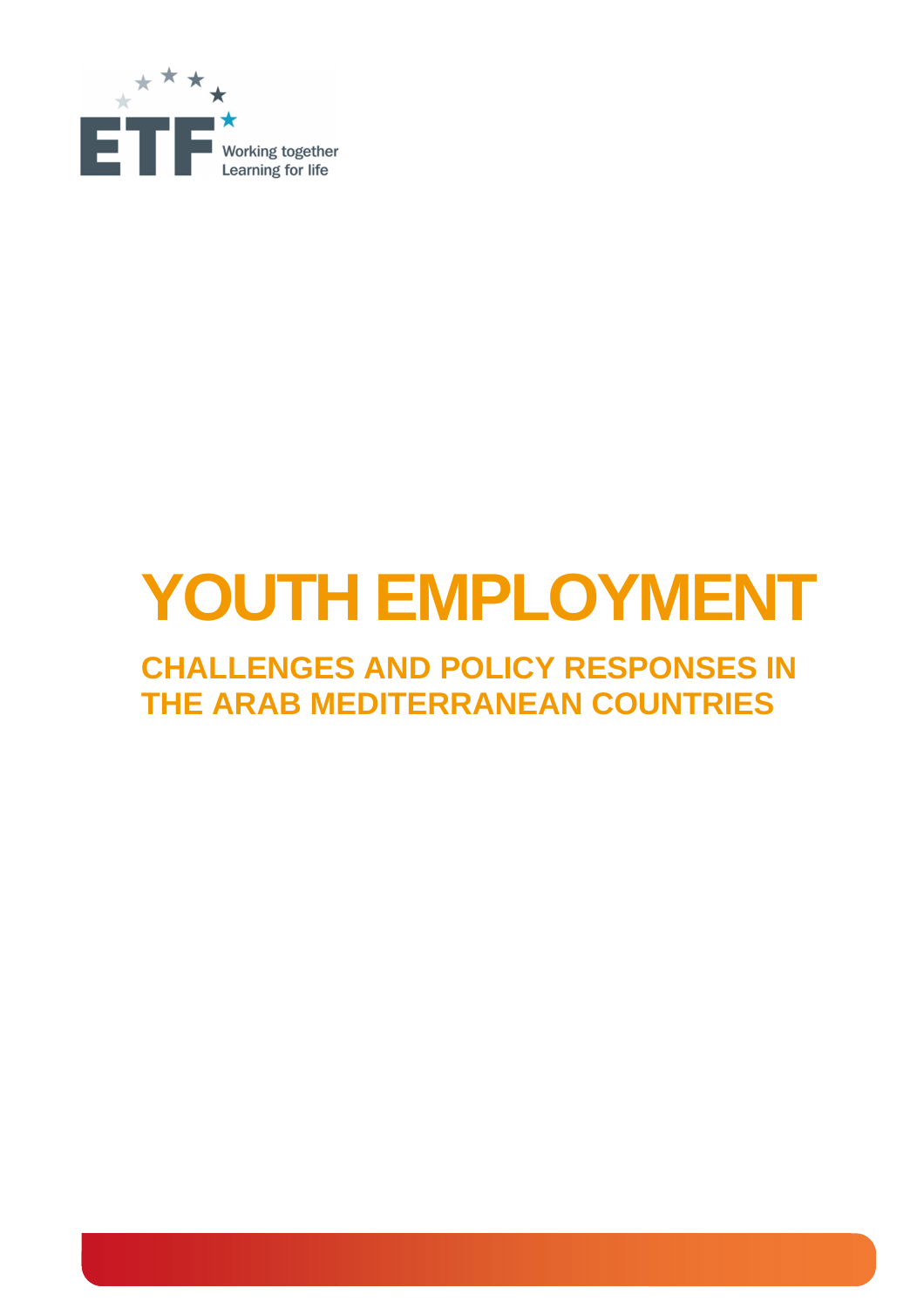ETF Working together Learning for life

# YOUTH EMPLOYMENT

## CHALLENGES AND POLICY RESPONSES IN THE ARAB MEDITERRANEAN COUNTRIES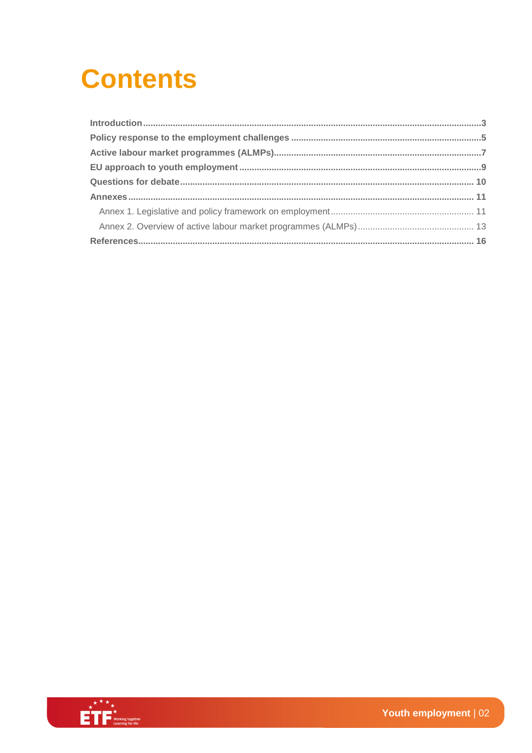# Contents

**Introduction** .......... 3

**Policy response to the employment challenges** .......... 5

**Active labour market programmes (ALMPs)** .......... 7

**EU approach to youth employment** .......... 9

**Questions for debate** .......... 10

**Annexes** .......... 11

- Annex 1. Legislative and policy framework on employment .......... 11
- Annex 2. Overview of active labour market programmes (ALMPs) .......... 13

**References** .......... 16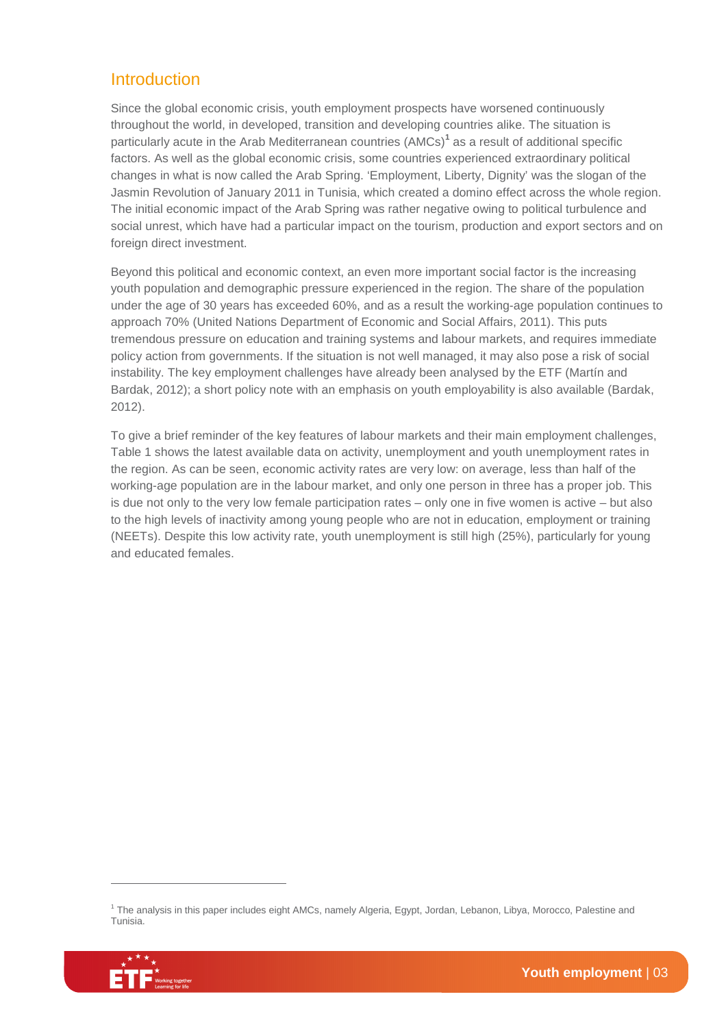## Introduction

Since the global economic crisis, youth employment prospects have worsened continuously throughout the world, in developed, transition and developing countries alike. The situation is particularly acute in the Arab Mediterranean countries (AMCs)[1] as a result of additional specific factors. As well as the global economic crisis, some countries experienced extraordinary political changes in what is now called the Arab Spring. 'Employment, Liberty, Dignity' was the slogan of the Jasmin Revolution of January 2011 in Tunisia, which created a domino effect across the whole region. The initial economic impact of the Arab Spring was rather negative owing to political turbulence and social unrest, which have had a particular impact on the tourism, production and export sectors and on foreign direct investment.

Beyond this political and economic context, an even more important social factor is the increasing youth population and demographic pressure experienced in the region. The share of the population under the age of 30 years has exceeded 60%, and as a result the working-age population continues to approach 70% (United Nations Department of Economic and Social Affairs, 2011). This puts tremendous pressure on education and training systems and labour markets, and requires immediate policy action from governments. If the situation is not well managed, it may also pose a risk of social instability. The key employment challenges have already been analysed by the ETF (Martín and Bardak, 2012); a short policy note with an emphasis on youth employability is also available (Bardak, 2012).

To give a brief reminder of the key features of labour markets and their main employment challenges, Table 1 shows the latest available data on activity, unemployment and youth unemployment rates in the region. As can be seen, economic activity rates are very low: on average, less than half of the working-age population are in the labour market, and only one person in three has a proper job. This is due not only to the very low female participation rates – only one in five women is active – but also to the high levels of inactivity among young people who are not in education, employment or training (NEETs). Despite this low activity rate, youth unemployment is still high (25%), particularly for young and educated females.

---

[1] The analysis in this paper includes eight AMCs, namely Algeria, Egypt, Jordan, Lebanon, Libya, Morocco, Palestine and Tunisia.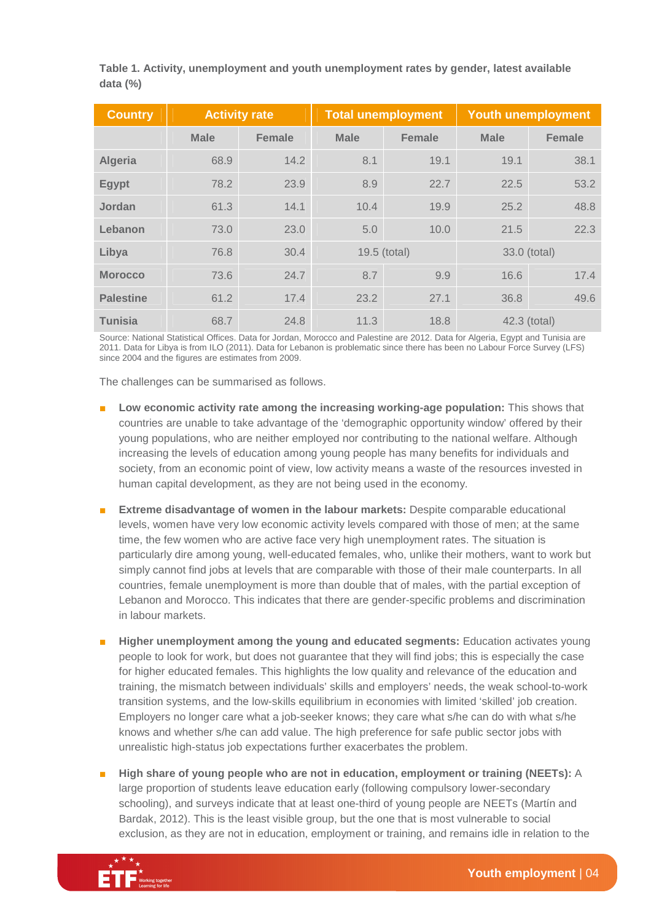**Table 1. Activity, unemployment and youth unemployment rates by gender, latest available data (%)**

| Country | Activity rate | | Total unemployment | | Youth unemployment | |
|---|---|---|---|---|---|---|
| | Male | Female | Male | Female | Male | Female |
| Algeria | 68.9 | 14.2 | 8.1 | 19.1 | 19.1 | 38.1 |
| Egypt | 78.2 | 23.9 | 8.9 | 22.7 | 22.5 | 53.2 |
| Jordan | 61.3 | 14.1 | 10.4 | 19.9 | 25.2 | 48.8 |
| Lebanon | 73.0 | 23.0 | 5.0 | 10.0 | 21.5 | 22.3 |
| Libya | 76.8 | 30.4 | 19.5 (total) | | 33.0 (total) | |
| Morocco | 73.6 | 24.7 | 8.7 | 9.9 | 16.6 | 17.4 |
| Palestine | 61.2 | 17.4 | 23.2 | 27.1 | 36.8 | 49.6 |
| Tunisia | 68.7 | 24.8 | 11.3 | 18.8 | 42.3 (total) | |

Source: National Statistical Offices. Data for Jordan, Morocco and Palestine are 2012. Data for Algeria, Egypt and Tunisia are 2011. Data for Libya is from ILO (2011). Data for Lebanon is problematic since there has been no Labour Force Survey (LFS) since 2004 and the figures are estimates from 2009.

The challenges can be summarised as follows.

- **Low economic activity rate among the increasing working-age population:** This shows that countries are unable to take advantage of the 'demographic opportunity window' offered by their young populations, who are neither employed nor contributing to the national welfare. Although increasing the levels of education among young people has many benefits for individuals and society, from an economic point of view, low activity means a waste of the resources invested in human capital development, as they are not being used in the economy.
- **Extreme disadvantage of women in the labour markets:** Despite comparable educational levels, women have very low economic activity levels compared with those of men; at the same time, the few women who are active face very high unemployment rates. The situation is particularly dire among young, well-educated females, who, unlike their mothers, want to work but simply cannot find jobs at levels that are comparable with those of their male counterparts. In all countries, female unemployment is more than double that of males, with the partial exception of Lebanon and Morocco. This indicates that there are gender-specific problems and discrimination in labour markets.
- **Higher unemployment among the young and educated segments:** Education activates young people to look for work, but does not guarantee that they will find jobs; this is especially the case for higher educated females. This highlights the low quality and relevance of the education and training, the mismatch between individuals' skills and employers' needs, the weak school-to-work transition systems, and the low-skills equilibrium in economies with limited 'skilled' job creation. Employers no longer care what a job-seeker knows; they care what s/he can do with what s/he knows and whether s/he can add value. The high preference for safe public sector jobs with unrealistic high-status job expectations further exacerbates the problem.
- **High share of young people who are not in education, employment or training (NEETs):** A large proportion of students leave education early (following compulsory lower-secondary schooling), and surveys indicate that at least one-third of young people are NEETs (Martín and Bardak, 2012). This is the least visible group, but the one that is most vulnerable to social exclusion, as they are not in education, employment or training, and remains idle in relation to the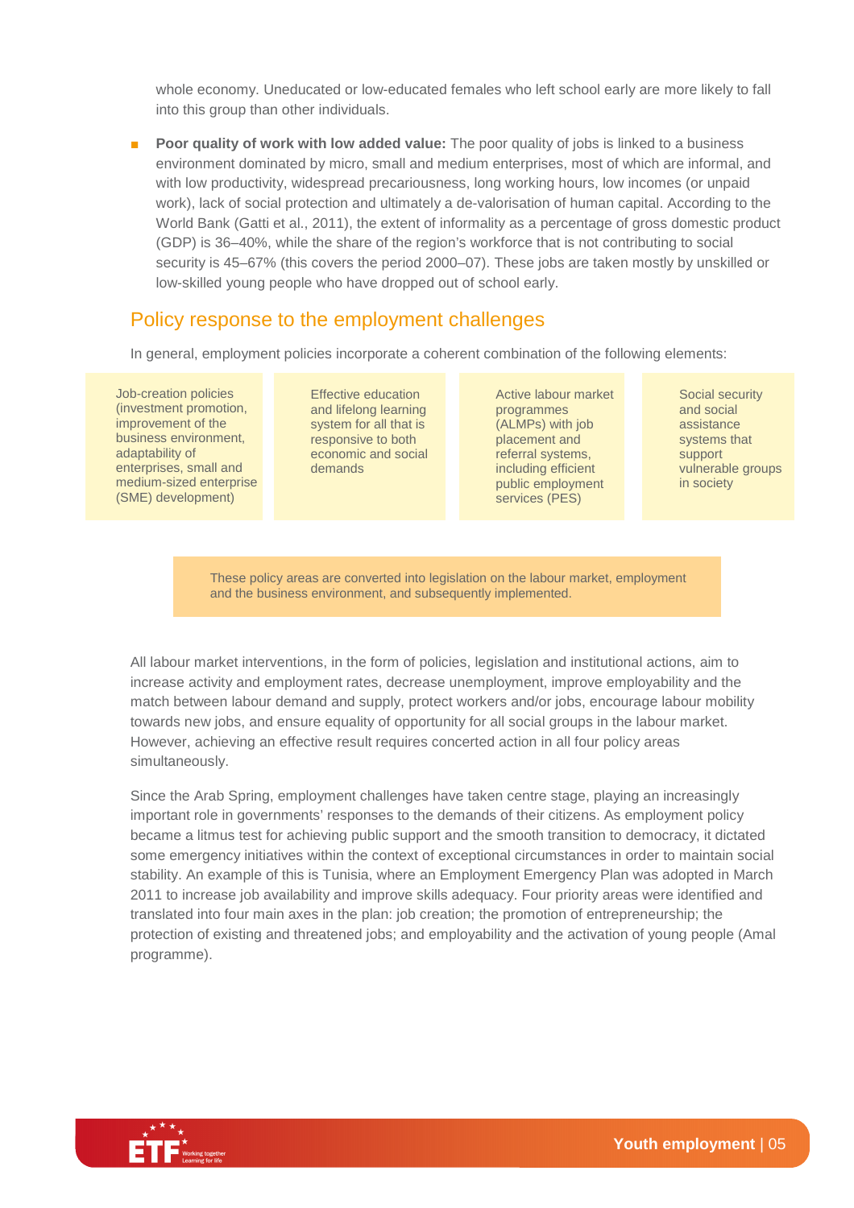whole economy. Uneducated or low-educated females who left school early are more likely to fall into this group than other individuals.

- **Poor quality of work with low added value:** The poor quality of jobs is linked to a business environment dominated by micro, small and medium enterprises, most of which are informal, and with low productivity, widespread precariousness, long working hours, low incomes (or unpaid work), lack of social protection and ultimately a de-valorisation of human capital. According to the World Bank (Gatti et al., 2011), the extent of informality as a percentage of gross domestic product (GDP) is 36–40%, while the share of the region's workforce that is not contributing to social security is 45–67% (this covers the period 2000–07). These jobs are taken mostly by unskilled or low-skilled young people who have dropped out of school early.

## Policy response to the employment challenges

In general, employment policies incorporate a coherent combination of the following elements:

| Job-creation policies (investment promotion, improvement of the business environment, adaptability of enterprises, small and medium-sized enterprise (SME) development) | Effective education and lifelong learning system for all that is responsive to both economic and social demands | Active labour market programmes (ALMPs) with job placement and referral systems, including efficient public employment services (PES) | Social security and social assistance systems that support vulnerable groups in society |
|---|---|---|---|

These policy areas are converted into legislation on the labour market, employment and the business environment, and subsequently implemented.

All labour market interventions, in the form of policies, legislation and institutional actions, aim to increase activity and employment rates, decrease unemployment, improve employability and the match between labour demand and supply, protect workers and/or jobs, encourage labour mobility towards new jobs, and ensure equality of opportunity for all social groups in the labour market. However, achieving an effective result requires concerted action in all four policy areas simultaneously.

Since the Arab Spring, employment challenges have taken centre stage, playing an increasingly important role in governments' responses to the demands of their citizens. As employment policy became a litmus test for achieving public support and the smooth transition to democracy, it dictated some emergency initiatives within the context of exceptional circumstances in order to maintain social stability. An example of this is Tunisia, where an Employment Emergency Plan was adopted in March 2011 to increase job availability and improve skills adequacy. Four priority areas were identified and translated into four main axes in the plan: job creation; the promotion of entrepreneurship; the protection of existing and threatened jobs; and employability and the activation of young people (Amal programme).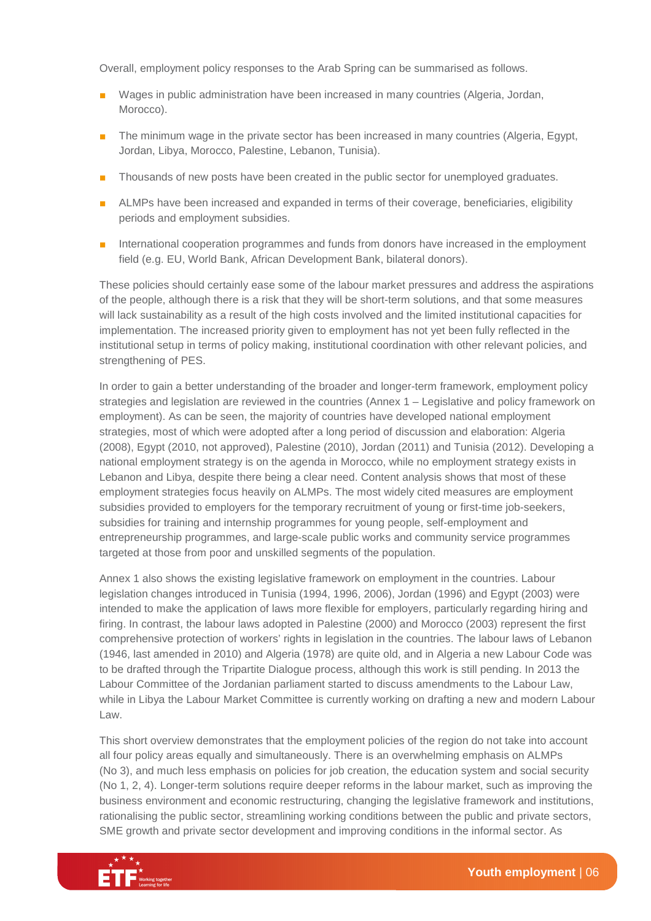Overall, employment policy responses to the Arab Spring can be summarised as follows.

- Wages in public administration have been increased in many countries (Algeria, Jordan, Morocco).
- The minimum wage in the private sector has been increased in many countries (Algeria, Egypt, Jordan, Libya, Morocco, Palestine, Lebanon, Tunisia).
- Thousands of new posts have been created in the public sector for unemployed graduates.
- ALMPs have been increased and expanded in terms of their coverage, beneficiaries, eligibility periods and employment subsidies.
- International cooperation programmes and funds from donors have increased in the employment field (e.g. EU, World Bank, African Development Bank, bilateral donors).

These policies should certainly ease some of the labour market pressures and address the aspirations of the people, although there is a risk that they will be short-term solutions, and that some measures will lack sustainability as a result of the high costs involved and the limited institutional capacities for implementation. The increased priority given to employment has not yet been fully reflected in the institutional setup in terms of policy making, institutional coordination with other relevant policies, and strengthening of PES.

In order to gain a better understanding of the broader and longer-term framework, employment policy strategies and legislation are reviewed in the countries (Annex 1 – Legislative and policy framework on employment). As can be seen, the majority of countries have developed national employment strategies, most of which were adopted after a long period of discussion and elaboration: Algeria (2008), Egypt (2010, not approved), Palestine (2010), Jordan (2011) and Tunisia (2012). Developing a national employment strategy is on the agenda in Morocco, while no employment strategy exists in Lebanon and Libya, despite there being a clear need. Content analysis shows that most of these employment strategies focus heavily on ALMPs. The most widely cited measures are employment subsidies provided to employers for the temporary recruitment of young or first-time job-seekers, subsidies for training and internship programmes for young people, self-employment and entrepreneurship programmes, and large-scale public works and community service programmes targeted at those from poor and unskilled segments of the population.

Annex 1 also shows the existing legislative framework on employment in the countries. Labour legislation changes introduced in Tunisia (1994, 1996, 2006), Jordan (1996) and Egypt (2003) were intended to make the application of laws more flexible for employers, particularly regarding hiring and firing. In contrast, the labour laws adopted in Palestine (2000) and Morocco (2003) represent the first comprehensive protection of workers' rights in legislation in the countries. The labour laws of Lebanon (1946, last amended in 2010) and Algeria (1978) are quite old, and in Algeria a new Labour Code was to be drafted through the Tripartite Dialogue process, although this work is still pending. In 2013 the Labour Committee of the Jordanian parliament started to discuss amendments to the Labour Law, while in Libya the Labour Market Committee is currently working on drafting a new and modern Labour Law.

This short overview demonstrates that the employment policies of the region do not take into account all four policy areas equally and simultaneously. There is an overwhelming emphasis on ALMPs (No 3), and much less emphasis on policies for job creation, the education system and social security (No 1, 2, 4). Longer-term solutions require deeper reforms in the labour market, such as improving the business environment and economic restructuring, changing the legislative framework and institutions, rationalising the public sector, streamlining working conditions between the public and private sectors, SME growth and private sector development and improving conditions in the informal sector. As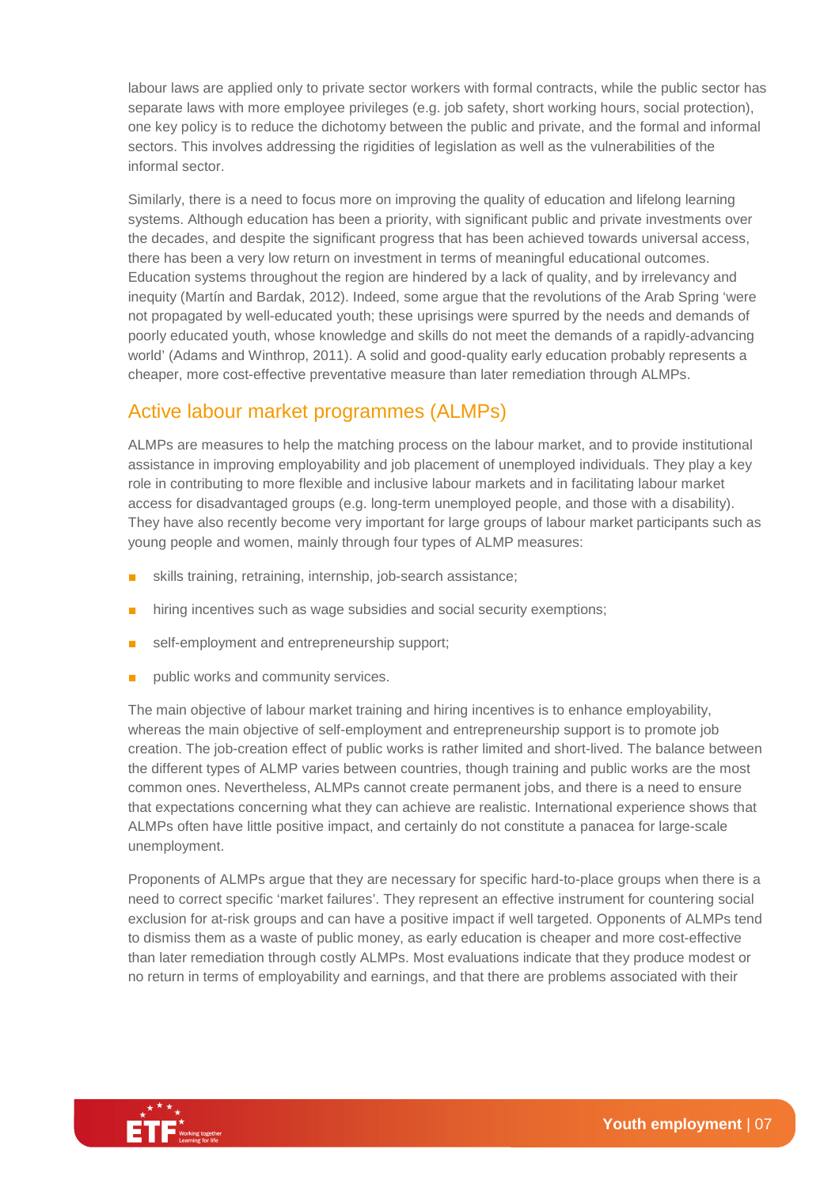labour laws are applied only to private sector workers with formal contracts, while the public sector has separate laws with more employee privileges (e.g. job safety, short working hours, social protection), one key policy is to reduce the dichotomy between the public and private, and the formal and informal sectors. This involves addressing the rigidities of legislation as well as the vulnerabilities of the informal sector.

Similarly, there is a need to focus more on improving the quality of education and lifelong learning systems. Although education has been a priority, with significant public and private investments over the decades, and despite the significant progress that has been achieved towards universal access, there has been a very low return on investment in terms of meaningful educational outcomes. Education systems throughout the region are hindered by a lack of quality, and by irrelevancy and inequity (Martín and Bardak, 2012). Indeed, some argue that the revolutions of the Arab Spring 'were not propagated by well-educated youth; these uprisings were spurred by the needs and demands of poorly educated youth, whose knowledge and skills do not meet the demands of a rapidly-advancing world' (Adams and Winthrop, 2011). A solid and good-quality early education probably represents a cheaper, more cost-effective preventative measure than later remediation through ALMPs.

## Active labour market programmes (ALMPs)

ALMPs are measures to help the matching process on the labour market, and to provide institutional assistance in improving employability and job placement of unemployed individuals. They play a key role in contributing to more flexible and inclusive labour markets and in facilitating labour market access for disadvantaged groups (e.g. long-term unemployed people, and those with a disability). They have also recently become very important for large groups of labour market participants such as young people and women, mainly through four types of ALMP measures:

- skills training, retraining, internship, job-search assistance;
- hiring incentives such as wage subsidies and social security exemptions;
- self-employment and entrepreneurship support;
- public works and community services.

The main objective of labour market training and hiring incentives is to enhance employability, whereas the main objective of self-employment and entrepreneurship support is to promote job creation. The job-creation effect of public works is rather limited and short-lived. The balance between the different types of ALMP varies between countries, though training and public works are the most common ones. Nevertheless, ALMPs cannot create permanent jobs, and there is a need to ensure that expectations concerning what they can achieve are realistic. International experience shows that ALMPs often have little positive impact, and certainly do not constitute a panacea for large-scale unemployment.

Proponents of ALMPs argue that they are necessary for specific hard-to-place groups when there is a need to correct specific 'market failures'. They represent an effective instrument for countering social exclusion for at-risk groups and can have a positive impact if well targeted. Opponents of ALMPs tend to dismiss them as a waste of public money, as early education is cheaper and more cost-effective than later remediation through costly ALMPs. Most evaluations indicate that they produce modest or no return in terms of employability and earnings, and that there are problems associated with their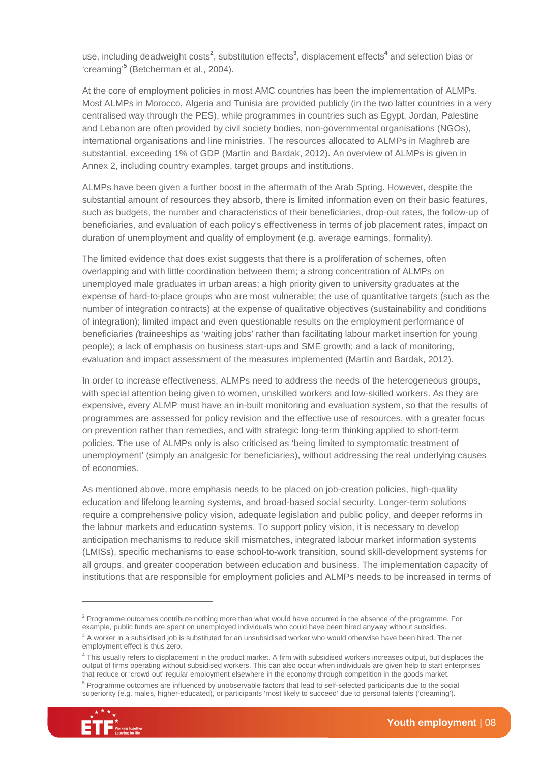use, including deadweight costs[2], substitution effects[3], displacement effects[4] and selection bias or 'creaming'[5] (Betcherman et al., 2004).

At the core of employment policies in most AMC countries has been the implementation of ALMPs. Most ALMPs in Morocco, Algeria and Tunisia are provided publicly (in the two latter countries in a very centralised way through the PES), while programmes in countries such as Egypt, Jordan, Palestine and Lebanon are often provided by civil society bodies, non-governmental organisations (NGOs), international organisations and line ministries. The resources allocated to ALMPs in Maghreb are substantial, exceeding 1% of GDP (Martín and Bardak, 2012). An overview of ALMPs is given in Annex 2, including country examples, target groups and institutions.

ALMPs have been given a further boost in the aftermath of the Arab Spring. However, despite the substantial amount of resources they absorb, there is limited information even on their basic features, such as budgets, the number and characteristics of their beneficiaries, drop-out rates, the follow-up of beneficiaries, and evaluation of each policy's effectiveness in terms of job placement rates, impact on duration of unemployment and quality of employment (e.g. average earnings, formality).

The limited evidence that does exist suggests that there is a proliferation of schemes, often overlapping and with little coordination between them; a strong concentration of ALMPs on unemployed male graduates in urban areas; a high priority given to university graduates at the expense of hard-to-place groups who are most vulnerable; the use of quantitative targets (such as the number of integration contracts) at the expense of qualitative objectives (sustainability and conditions of integration); limited impact and even questionable results on the employment performance of beneficiaries *(*traineeships as 'waiting jobs' rather than facilitating labour market insertion for young people); a lack of emphasis on business start-ups and SME growth; and a lack of monitoring, evaluation and impact assessment of the measures implemented (Martín and Bardak, 2012).

In order to increase effectiveness, ALMPs need to address the needs of the heterogeneous groups, with special attention being given to women, unskilled workers and low-skilled workers. As they are expensive, every ALMP must have an in-built monitoring and evaluation system, so that the results of programmes are assessed for policy revision and the effective use of resources, with a greater focus on prevention rather than remedies, and with strategic long-term thinking applied to short-term policies. The use of ALMPs only is also criticised as 'being limited to symptomatic treatment of unemployment' (simply an analgesic for beneficiaries), without addressing the real underlying causes of economies.

As mentioned above, more emphasis needs to be placed on job-creation policies, high-quality education and lifelong learning systems, and broad-based social security. Longer-term solutions require a comprehensive policy vision, adequate legislation and public policy, and deeper reforms in the labour markets and education systems. To support policy vision, it is necessary to develop anticipation mechanisms to reduce skill mismatches, integrated labour market information systems (LMISs), specific mechanisms to ease school-to-work transition, sound skill-development systems for all groups, and greater cooperation between education and business. The implementation capacity of institutions that are responsible for employment policies and ALMPs needs to be increased in terms of

---

[2] Programme outcomes contribute nothing more than what would have occurred in the absence of the programme. For example, public funds are spent on unemployed individuals who could have been hired anyway without subsidies.

[3] A worker in a subsidised job is substituted for an unsubsidised worker who would otherwise have been hired. The net employment effect is thus zero.

[4] This usually refers to displacement in the product market. A firm with subsidised workers increases output, but displaces the output of firms operating without subsidised workers. This can also occur when individuals are given help to start enterprises that reduce or 'crowd out' regular employment elsewhere in the economy through competition in the goods market.

[5] Programme outcomes are influenced by unobservable factors that lead to self-selected participants due to the social superiority (e.g. males, higher-educated), or participants 'most likely to succeed' due to personal talents ('creaming').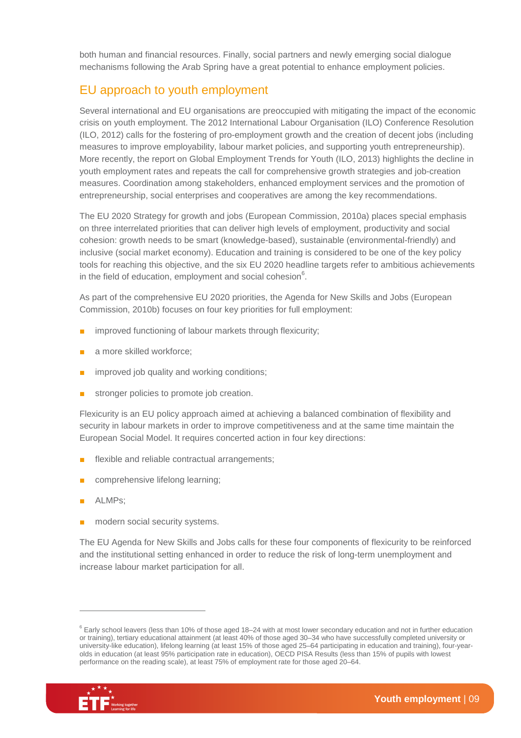both human and financial resources. Finally, social partners and newly emerging social dialogue mechanisms following the Arab Spring have a great potential to enhance employment policies.

## EU approach to youth employment

Several international and EU organisations are preoccupied with mitigating the impact of the economic crisis on youth employment. The 2012 International Labour Organisation (ILO) Conference Resolution (ILO, 2012) calls for the fostering of pro-employment growth and the creation of decent jobs (including measures to improve employability, labour market policies, and supporting youth entrepreneurship). More recently, the report on Global Employment Trends for Youth (ILO, 2013) highlights the decline in youth employment rates and repeats the call for comprehensive growth strategies and job-creation measures. Coordination among stakeholders, enhanced employment services and the promotion of entrepreneurship, social enterprises and cooperatives are among the key recommendations.

The EU 2020 Strategy for growth and jobs (European Commission, 2010a) places special emphasis on three interrelated priorities that can deliver high levels of employment, productivity and social cohesion: growth needs to be smart (knowledge-based), sustainable (environmental-friendly) and inclusive (social market economy). Education and training is considered to be one of the key policy tools for reaching this objective, and the six EU 2020 headline targets refer to ambitious achievements in the field of education, employment and social cohesion[6].

As part of the comprehensive EU 2020 priorities, the Agenda for New Skills and Jobs (European Commission, 2010b) focuses on four key priorities for full employment:

- improved functioning of labour markets through flexicurity;
- a more skilled workforce;
- improved job quality and working conditions;
- stronger policies to promote job creation.

Flexicurity is an EU policy approach aimed at achieving a balanced combination of flexibility and security in labour markets in order to improve competitiveness and at the same time maintain the European Social Model. It requires concerted action in four key directions:

- flexible and reliable contractual arrangements;
- comprehensive lifelong learning;
- ALMPs;
- modern social security systems.

The EU Agenda for New Skills and Jobs calls for these four components of flexicurity to be reinforced and the institutional setting enhanced in order to reduce the risk of long-term unemployment and increase labour market participation for all.

---

[6] Early school leavers (less than 10% of those aged 18–24 with at most lower secondary education and not in further education or training), tertiary educational attainment (at least 40% of those aged 30–34 who have successfully completed university or university-like education), lifelong learning (at least 15% of those aged 25–64 participating in education and training), four-year-olds in education (at least 95% participation rate in education), OECD PISA Results (less than 15% of pupils with lowest performance on the reading scale), at least 75% of employment rate for those aged 20–64.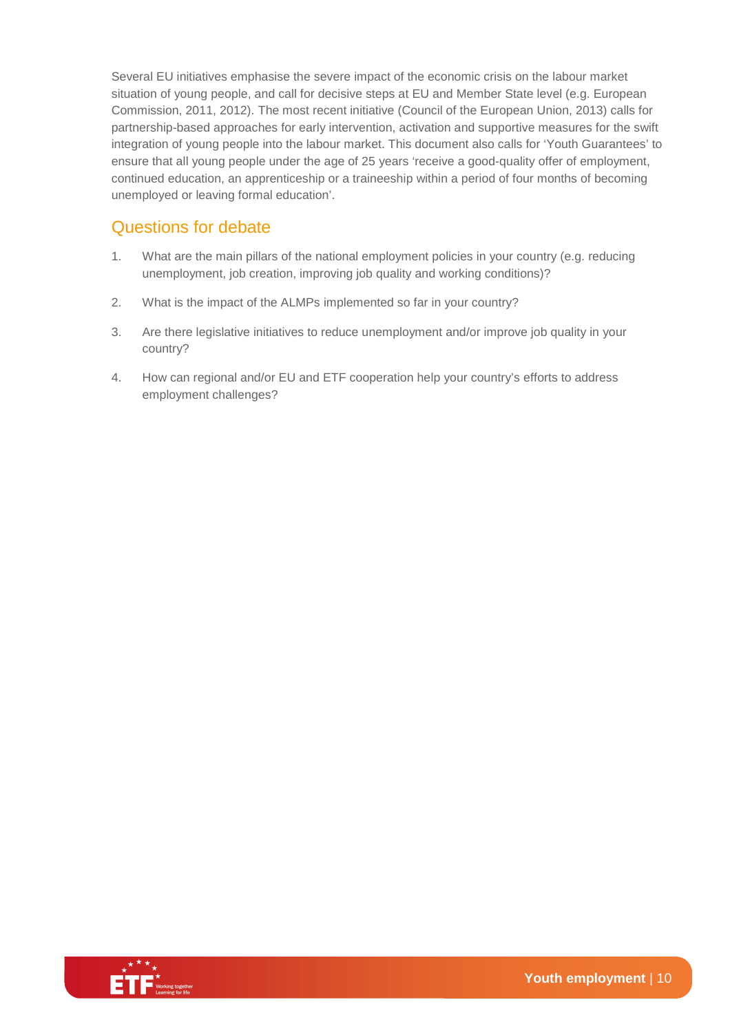Several EU initiatives emphasise the severe impact of the economic crisis on the labour market situation of young people, and call for decisive steps at EU and Member State level (e.g. European Commission, 2011, 2012). The most recent initiative (Council of the European Union, 2013) calls for partnership-based approaches for early intervention, activation and supportive measures for the swift integration of young people into the labour market. This document also calls for 'Youth Guarantees' to ensure that all young people under the age of 25 years 'receive a good-quality offer of employment, continued education, an apprenticeship or a traineeship within a period of four months of becoming unemployed or leaving formal education'.

## Questions for debate

1. What are the main pillars of the national employment policies in your country (e.g. reducing unemployment, job creation, improving job quality and working conditions)?
2. What is the impact of the ALMPs implemented so far in your country?
3. Are there legislative initiatives to reduce unemployment and/or improve job quality in your country?
4. How can regional and/or EU and ETF cooperation help your country's efforts to address employment challenges?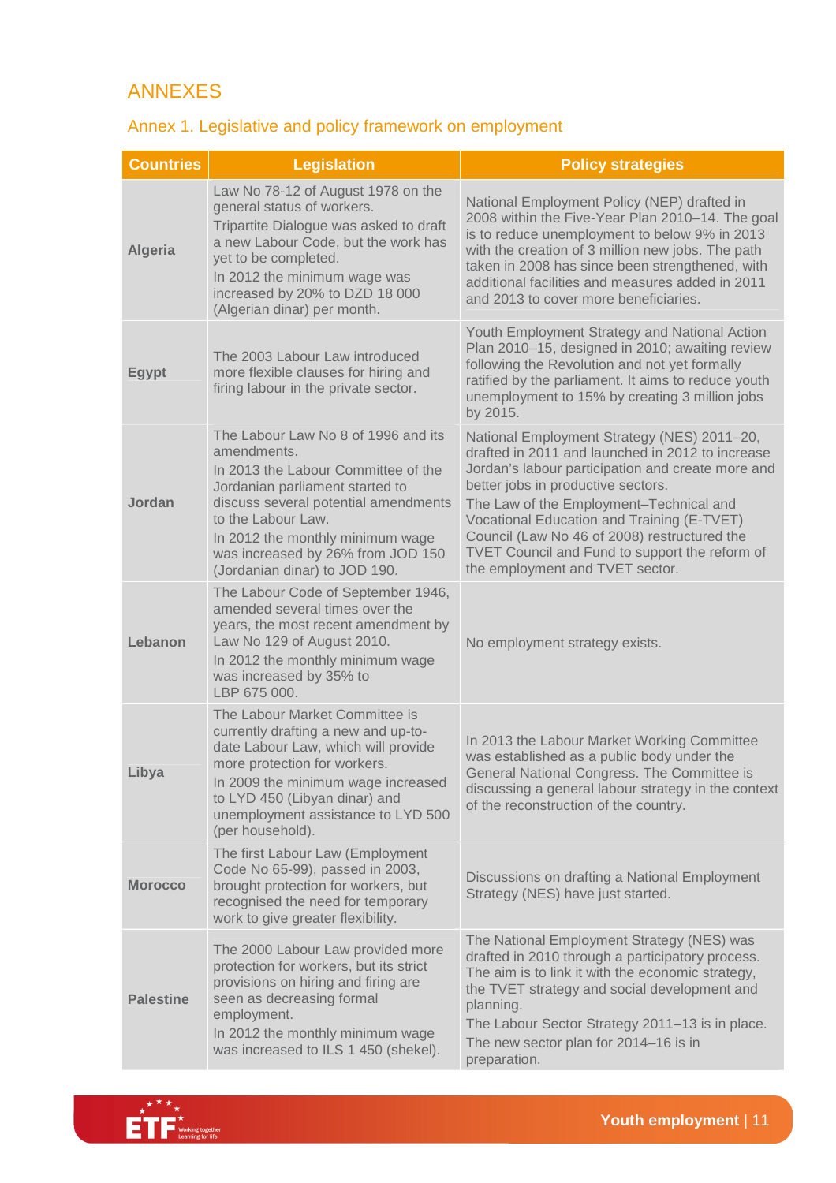# ANNEXES

## Annex 1. Legislative and policy framework on employment

| Countries | Legislation | Policy strategies |
|---|---|---|
| **Algeria** | Law No 78-12 of August 1978 on the general status of workers. Tripartite Dialogue was asked to draft a new Labour Code, but the work has yet to be completed. In 2012 the minimum wage was increased by 20% to DZD 18 000 (Algerian dinar) per month. | National Employment Policy (NEP) drafted in 2008 within the Five-Year Plan 2010–14. The goal is to reduce unemployment to below 9% in 2013 with the creation of 3 million new jobs. The path taken in 2008 has since been strengthened, with additional facilities and measures added in 2011 and 2013 to cover more beneficiaries. |
| **Egypt** | The 2003 Labour Law introduced more flexible clauses for hiring and firing labour in the private sector. | Youth Employment Strategy and National Action Plan 2010–15, designed in 2010; awaiting review following the Revolution and not yet formally ratified by the parliament. It aims to reduce youth unemployment to 15% by creating 3 million jobs by 2015. |
| **Jordan** | The Labour Law No 8 of 1996 and its amendments. In 2013 the Labour Committee of the Jordanian parliament started to discuss several potential amendments to the Labour Law. In 2012 the monthly minimum wage was increased by 26% from JOD 150 (Jordanian dinar) to JOD 190. | National Employment Strategy (NES) 2011–20, drafted in 2011 and launched in 2012 to increase Jordan's labour participation and create more and better jobs in productive sectors. The Law of the Employment–Technical and Vocational Education and Training (E-TVET) Council (Law No 46 of 2008) restructured the TVET Council and Fund to support the reform of the employment and TVET sector. |
| **Lebanon** | The Labour Code of September 1946, amended several times over the years, the most recent amendment by Law No 129 of August 2010. In 2012 the monthly minimum wage was increased by 35% to LBP 675 000. | No employment strategy exists. |
| **Libya** | The Labour Market Committee is currently drafting a new and up-to-date Labour Law, which will provide more protection for workers. In 2009 the minimum wage increased to LYD 450 (Libyan dinar) and unemployment assistance to LYD 500 (per household). | In 2013 the Labour Market Working Committee was established as a public body under the General National Congress. The Committee is discussing a general labour strategy in the context of the reconstruction of the country. |
| **Morocco** | The first Labour Law (Employment Code No 65-99), passed in 2003, brought protection for workers, but recognised the need for temporary work to give greater flexibility. | Discussions on drafting a National Employment Strategy (NES) have just started. |
| **Palestine** | The 2000 Labour Law provided more protection for workers, but its strict provisions on hiring and firing are seen as decreasing formal employment. In 2012 the monthly minimum wage was increased to ILS 1 450 (shekel). | The National Employment Strategy (NES) was drafted in 2010 through a participatory process. The aim is to link it with the economic strategy, the TVET strategy and social development and planning. The Labour Sector Strategy 2011–13 is in place. The new sector plan for 2014–16 is in preparation. |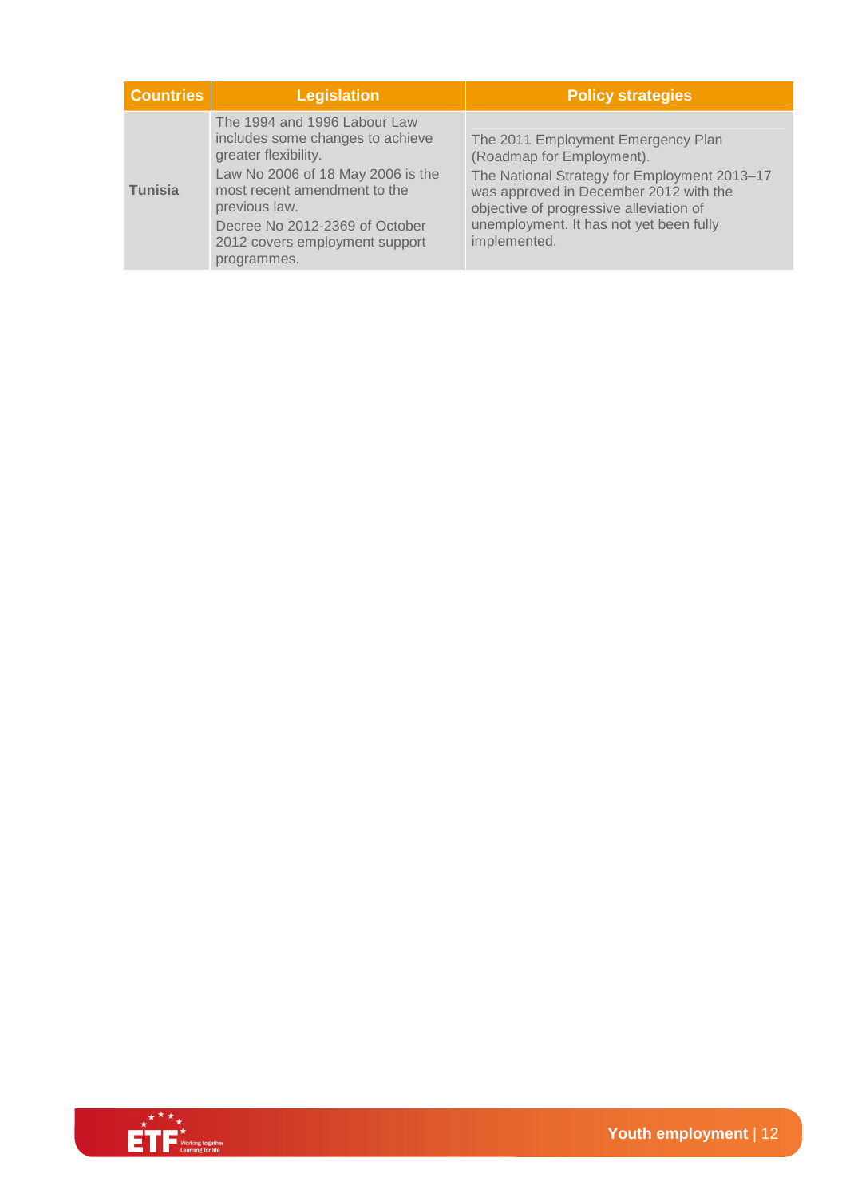| Countries | Legislation | Policy strategies |
| --- | --- | --- |
| **Tunisia** | The 1994 and 1996 Labour Law includes some changes to achieve greater flexibility.<br>Law No 2006 of 18 May 2006 is the most recent amendment to the previous law.<br>Decree No 2012-2369 of October 2012 covers employment support programmes. | The 2011 Employment Emergency Plan (Roadmap for Employment).<br>The National Strategy for Employment 2013–17 was approved in December 2012 with the objective of progressive alleviation of unemployment. It has not yet been fully implemented. |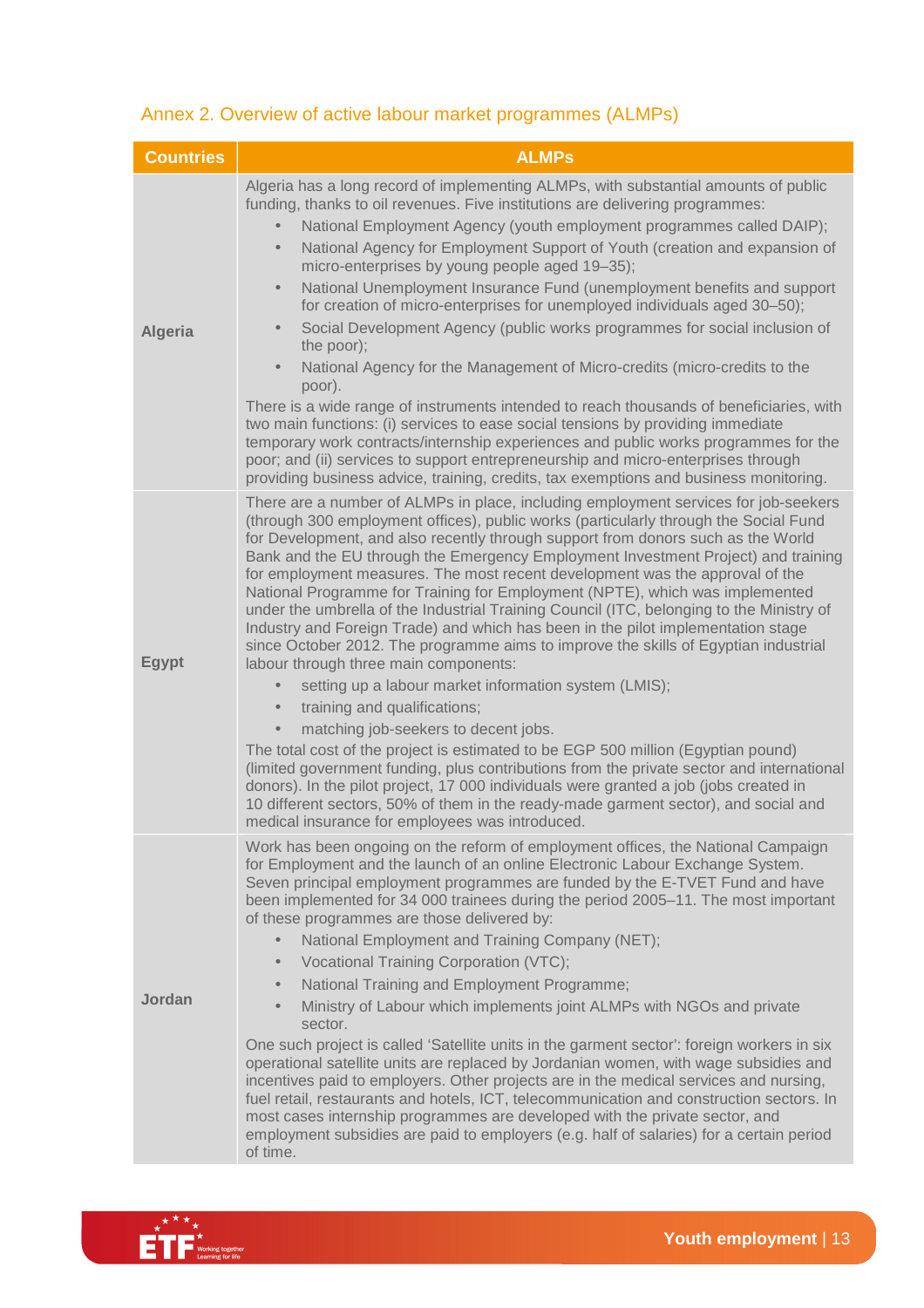## Annex 2. Overview of active labour market programmes (ALMPs)

| Countries | ALMPs |
|---|---|
| **Algeria** | Algeria has a long record of implementing ALMPs, with substantial amounts of public funding, thanks to oil revenues. Five institutions are delivering programmes:<br>• National Employment Agency (youth employment programmes called DAIP);<br>• National Agency for Employment Support of Youth (creation and expansion of micro-enterprises by young people aged 19–35);<br>• National Unemployment Insurance Fund (unemployment benefits and support for creation of micro-enterprises for unemployed individuals aged 30–50);<br>• Social Development Agency (public works programmes for social inclusion of the poor);<br>• National Agency for the Management of Micro-credits (micro-credits to the poor).<br>There is a wide range of instruments intended to reach thousands of beneficiaries, with two main functions: (i) services to ease social tensions by providing immediate temporary work contracts/internship experiences and public works programmes for the poor; and (ii) services to support entrepreneurship and micro-enterprises through providing business advice, training, credits, tax exemptions and business monitoring. |
| **Egypt** | There are a number of ALMPs in place, including employment services for job-seekers (through 300 employment offices), public works (particularly through the Social Fund for Development, and also recently through support from donors such as the World Bank and the EU through the Emergency Employment Investment Project) and training for employment measures. The most recent development was the approval of the National Programme for Training for Employment (NPTE), which was implemented under the umbrella of the Industrial Training Council (ITC, belonging to the Ministry of Industry and Foreign Trade) and which has been in the pilot implementation stage since October 2012. The programme aims to improve the skills of Egyptian industrial labour through three main components:<br>• setting up a labour market information system (LMIS);<br>• training and qualifications;<br>• matching job-seekers to decent jobs.<br>The total cost of the project is estimated to be EGP 500 million (Egyptian pound) (limited government funding, plus contributions from the private sector and international donors). In the pilot project, 17 000 individuals were granted a job (jobs created in 10 different sectors, 50% of them in the ready-made garment sector), and social and medical insurance for employees was introduced. |
| **Jordan** | Work has been ongoing on the reform of employment offices, the National Campaign for Employment and the launch of an online Electronic Labour Exchange System. Seven principal employment programmes are funded by the E-TVET Fund and have been implemented for 34 000 trainees during the period 2005–11. The most important of these programmes are those delivered by:<br>• National Employment and Training Company (NET);<br>• Vocational Training Corporation (VTC);<br>• National Training and Employment Programme;<br>• Ministry of Labour which implements joint ALMPs with NGOs and private sector.<br>One such project is called 'Satellite units in the garment sector': foreign workers in six operational satellite units are replaced by Jordanian women, with wage subsidies and incentives paid to employers. Other projects are in the medical services and nursing, fuel retail, restaurants and hotels, ICT, telecommunication and construction sectors. In most cases internship programmes are developed with the private sector, and employment subsidies are paid to employers (e.g. half of salaries) for a certain period of time. |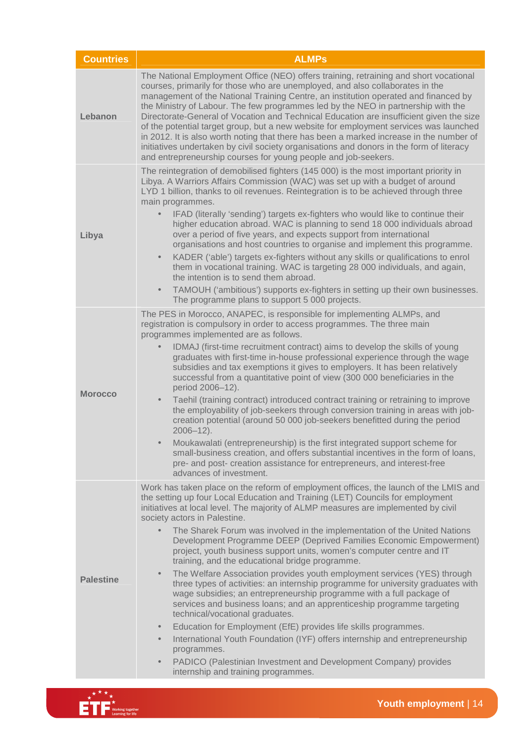| Countries | ALMPs |
|---|---|
| **Lebanon** | The National Employment Office (NEO) offers training, retraining and short vocational courses, primarily for those who are unemployed, and also collaborates in the management of the National Training Centre, an institution operated and financed by the Ministry of Labour. The few programmes led by the NEO in partnership with the Directorate-General of Vocation and Technical Education are insufficient given the size of the potential target group, but a new website for employment services was launched in 2012. It is also worth noting that there has been a marked increase in the number of initiatives undertaken by civil society organisations and donors in the form of literacy and entrepreneurship courses for young people and job-seekers. |
| **Libya** | The reintegration of demobilised fighters (145 000) is the most important priority in Libya. A Warriors Affairs Commission (WAC) was set up with a budget of around LYD 1 billion, thanks to oil revenues. Reintegration is to be achieved through three main programmes.<br>• IFAD (literally 'sending') targets ex-fighters who would like to continue their higher education abroad. WAC is planning to send 18 000 individuals abroad over a period of five years, and expects support from international organisations and host countries to organise and implement this programme.<br>• KADER ('able') targets ex-fighters without any skills or qualifications to enrol them in vocational training. WAC is targeting 28 000 individuals, and again, the intention is to send them abroad.<br>• TAMOUH ('ambitious') supports ex-fighters in setting up their own businesses. The programme plans to support 5 000 projects. |
| **Morocco** | The PES in Morocco, ANAPEC, is responsible for implementing ALMPs, and registration is compulsory in order to access programmes. The three main programmes implemented are as follows.<br>• IDMAJ (first-time recruitment contract) aims to develop the skills of young graduates with first-time in-house professional experience through the wage subsidies and tax exemptions it gives to employers. It has been relatively successful from a quantitative point of view (300 000 beneficiaries in the period 2006–12).<br>• Taehil (training contract) introduced contract training or retraining to improve the employability of job-seekers through conversion training in areas with job-creation potential (around 50 000 job-seekers benefitted during the period 2006–12).<br>• Moukawalati (entrepreneurship) is the first integrated support scheme for small-business creation, and offers substantial incentives in the form of loans, pre- and post- creation assistance for entrepreneurs, and interest-free advances of investment. |
| **Palestine** | Work has taken place on the reform of employment offices, the launch of the LMIS and the setting up four Local Education and Training (LET) Councils for employment initiatives at local level. The majority of ALMP measures are implemented by civil society actors in Palestine.<br>• The Sharek Forum was involved in the implementation of the United Nations Development Programme DEEP (Deprived Families Economic Empowerment) project, youth business support units, women's computer centre and IT training, and the educational bridge programme.<br>• The Welfare Association provides youth employment services (YES) through three types of activities: an internship programme for university graduates with wage subsidies; an entrepreneurship programme with a full package of services and business loans; and an apprenticeship programme targeting technical/vocational graduates.<br>• Education for Employment (EfE) provides life skills programmes.<br>• International Youth Foundation (IYF) offers internship and entrepreneurship programmes.<br>• PADICO (Palestinian Investment and Development Company) provides internship and training programmes. |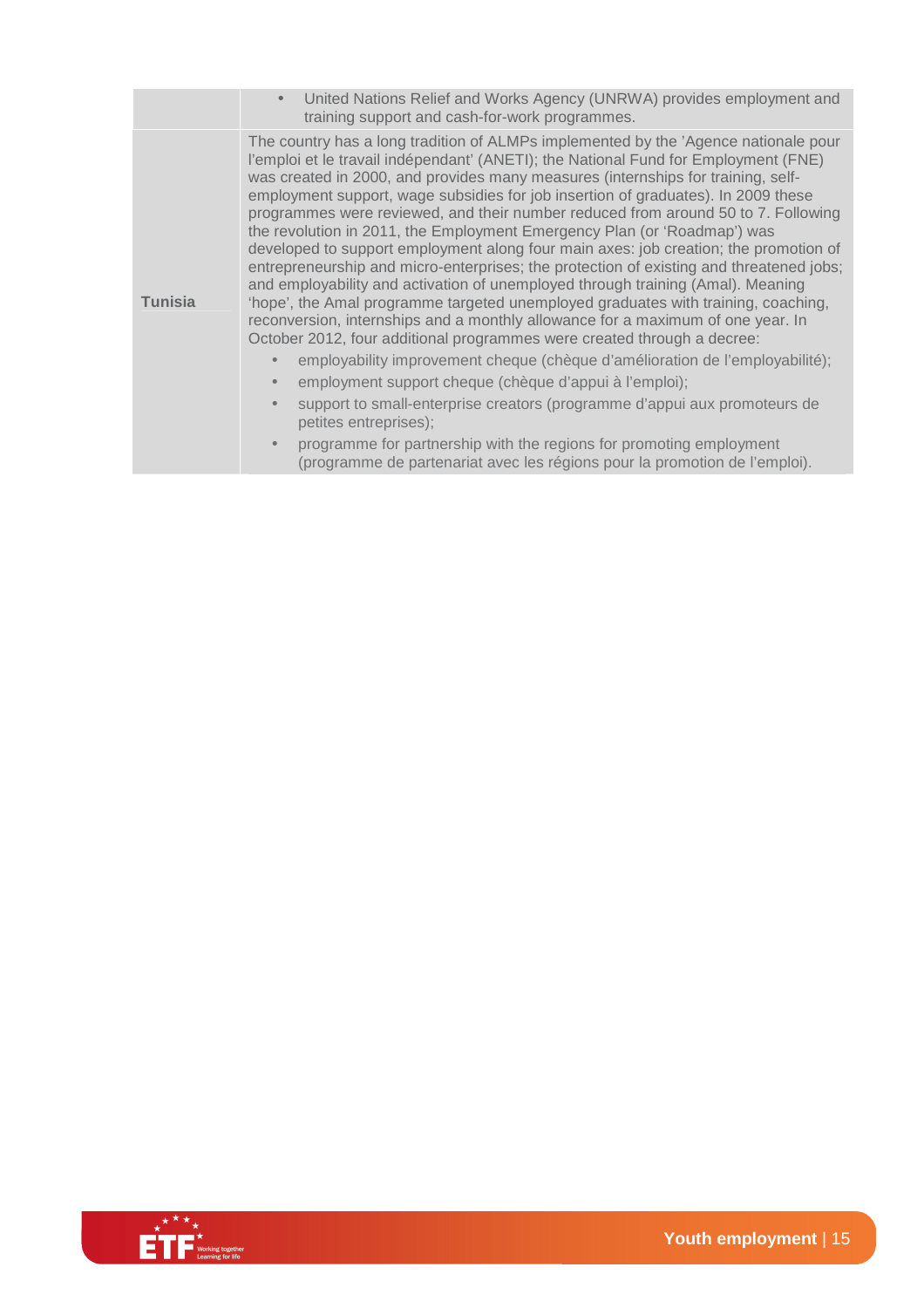| | |
|---|---|
| | • United Nations Relief and Works Agency (UNRWA) provides employment and training support and cash-for-work programmes. |
| **Tunisia** | The country has a long tradition of ALMPs implemented by the 'Agence nationale pour l'emploi et le travail indépendant' (ANETI); the National Fund for Employment (FNE) was created in 2000, and provides many measures (internships for training, self-employment support, wage subsidies for job insertion of graduates). In 2009 these programmes were reviewed, and their number reduced from around 50 to 7. Following the revolution in 2011, the Employment Emergency Plan (or 'Roadmap') was developed to support employment along four main axes: job creation; the promotion of entrepreneurship and micro-enterprises; the protection of existing and threatened jobs; and employability and activation of unemployed through training (Amal). Meaning 'hope', the Amal programme targeted unemployed graduates with training, coaching, reconversion, internships and a monthly allowance for a maximum of one year. In October 2012, four additional programmes were created through a decree: <br>• employability improvement cheque (chèque d'amélioration de l'employabilité); <br>• employment support cheque (chèque d'appui à l'emploi); <br>• support to small-enterprise creators (programme d'appui aux promoteurs de petites entreprises); <br>• programme for partnership with the regions for promoting employment (programme de partenariat avec les régions pour la promotion de l'emploi). |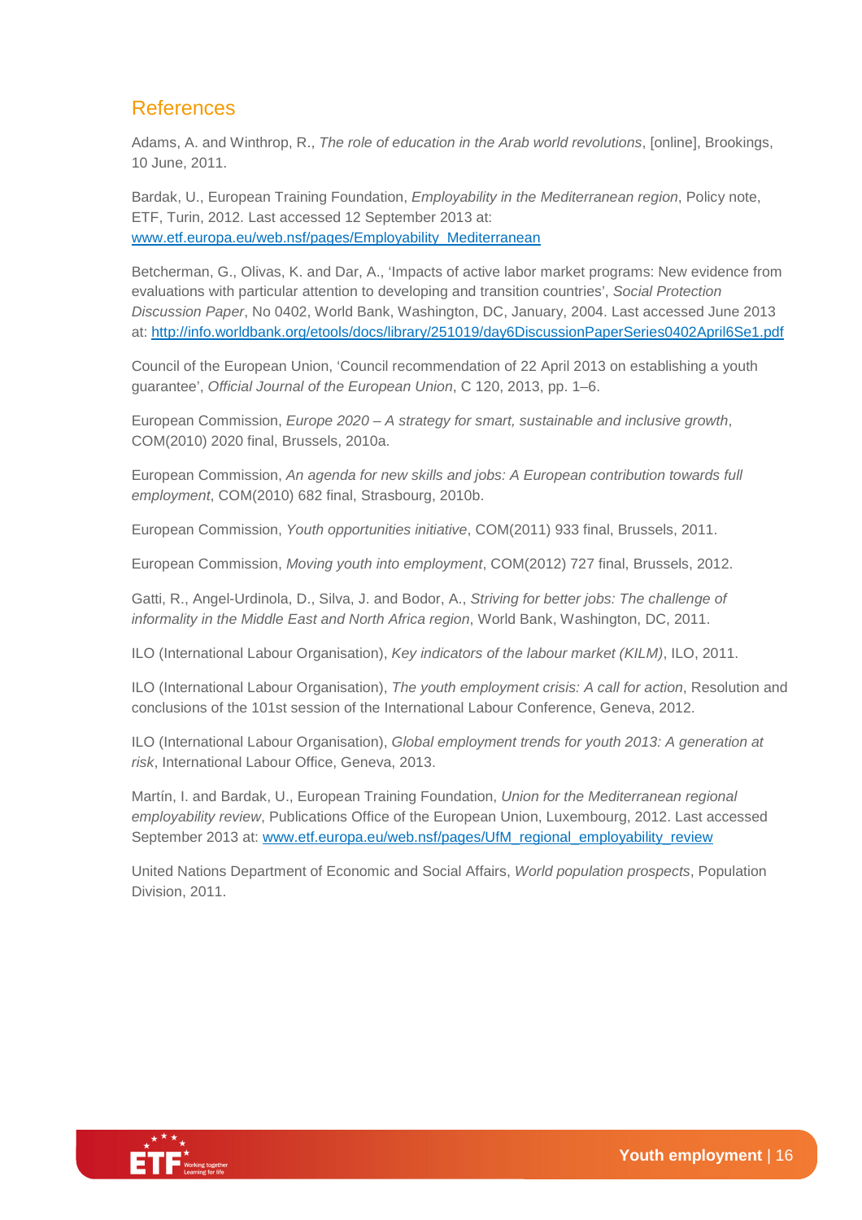## References

Adams, A. and Winthrop, R., *The role of education in the Arab world revolutions*, [online], Brookings, 10 June, 2011.

Bardak, U., European Training Foundation, *Employability in the Mediterranean region*, Policy note, ETF, Turin, 2012. Last accessed 12 September 2013 at: www.etf.europa.eu/web.nsf/pages/Employability_Mediterranean

Betcherman, G., Olivas, K. and Dar, A., 'Impacts of active labor market programs: New evidence from evaluations with particular attention to developing and transition countries', *Social Protection Discussion Paper*, No 0402, World Bank, Washington, DC, January, 2004. Last accessed June 2013 at: http://info.worldbank.org/etools/docs/library/251019/day6DiscussionPaperSeries0402April6Se1.pdf

Council of the European Union, 'Council recommendation of 22 April 2013 on establishing a youth guarantee', *Official Journal of the European Union*, C 120, 2013, pp. 1–6.

European Commission, *Europe 2020 – A strategy for smart, sustainable and inclusive growth*, COM(2010) 2020 final, Brussels, 2010a.

European Commission, *An agenda for new skills and jobs: A European contribution towards full employment*, COM(2010) 682 final, Strasbourg, 2010b.

European Commission, *Youth opportunities initiative*, COM(2011) 933 final, Brussels, 2011.

European Commission, *Moving youth into employment*, COM(2012) 727 final, Brussels, 2012.

Gatti, R., Angel-Urdinola, D., Silva, J. and Bodor, A., *Striving for better jobs: The challenge of informality in the Middle East and North Africa region*, World Bank, Washington, DC, 2011.

ILO (International Labour Organisation), *Key indicators of the labour market (KILM)*, ILO, 2011.

ILO (International Labour Organisation), *The youth employment crisis: A call for action*, Resolution and conclusions of the 101st session of the International Labour Conference, Geneva, 2012.

ILO (International Labour Organisation), *Global employment trends for youth 2013: A generation at risk*, International Labour Office, Geneva, 2013.

Martín, I. and Bardak, U., European Training Foundation, *Union for the Mediterranean regional employability review*, Publications Office of the European Union, Luxembourg, 2012. Last accessed September 2013 at: www.etf.europa.eu/web.nsf/pages/UfM_regional_employability_review

United Nations Department of Economic and Social Affairs, *World population prospects*, Population Division, 2011.